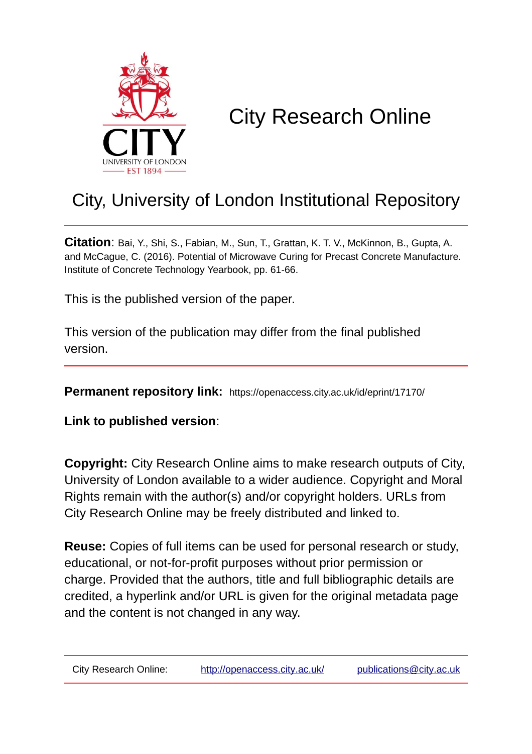# City Research Online

## City, University of London Institutional Repository

**Citation**: Bai, Y., Shi, S., Fabian, M., Sun, T., Grattan, K. T. V., McKinnon, B., Gupta, A. and McCague, C. (2016). Potential of Microwave Curing for Precast Concrete Manufacture. Institute of Concrete Technology Yearbook, pp. 61-66.

This is the published version of the paper.

This version of the publication may differ from the final published version.

**Permanent repository link:** https://openaccess.city.ac.uk/id/eprint/17170/

**Link to published version**:

**Copyright:** City Research Online aims to make research outputs of City, University of London available to a wider audience. Copyright and Moral Rights remain with the author(s) and/or copyright holders. URLs from City Research Online may be freely distributed and linked to.

**Reuse:** Copies of full items can be used for personal research or study, educational, or not-for-profit purposes without prior permission or charge. Provided that the authors, title and full bibliographic details are credited, a hyperlink and/or URL is given for the original metadata page and the content is not changed in any way.

City Research Online: http://openaccess.city.ac.uk/ publications@city.ac.uk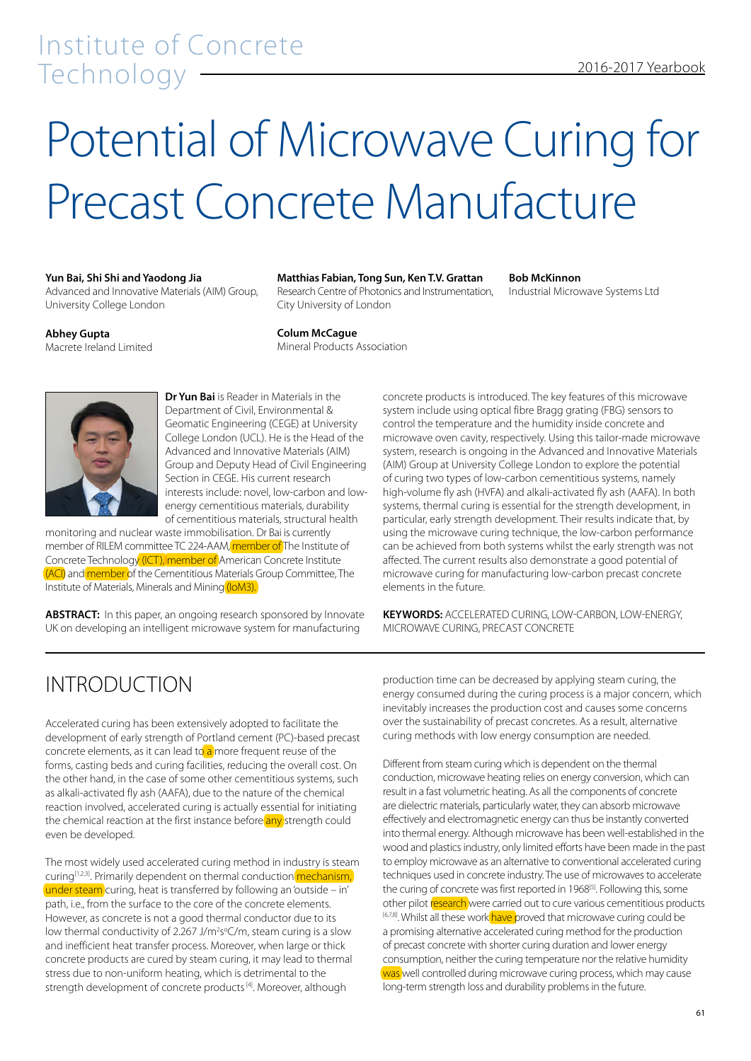// Institute of Concrete Technology — 2016-2017 Yearbook (header omitted)

# Potential of Microwave Curing for Precast Concrete Manufacture

**Yun Bai, Shi Shi and Yaodong Jia**
Advanced and Innovative Materials (AIM) Group, University College London

**Matthias Fabian, Tong Sun, Ken T.V. Grattan**
Research Centre of Photonics and Instrumentation, City University of London

**Bob McKinnon**
Industrial Microwave Systems Ltd

**Abhey Gupta**
Macrete Ireland Limited

**Colum McCague**
Mineral Products Association

**Dr Yun Bai** is Reader in Materials in the Department of Civil, Environmental & Geomatic Engineering (CEGE) at University College London (UCL). He is the Head of the Advanced and Innovative Materials (AIM) Group and Deputy Head of Civil Engineering Section in CEGE. His current research interests include: novel, low-carbon and low-energy cementitious materials, durability of cementitious materials, structural health monitoring and nuclear waste immobilisation. Dr Bai is currently member of RILEM committee TC 224-AAM, member of The Institute of Concrete Technology (ICT), member of American Concrete Institute (ACI) and member of the Cementitious Materials Group Committee, The Institute of Materials, Minerals and Mining (IoM3).

**ABSTRACT:** In this paper, an ongoing research sponsored by Innovate UK on developing an intelligent microwave system for manufacturing concrete products is introduced. The key features of this microwave system include using optical fibre Bragg grating (FBG) sensors to control the temperature and the humidity inside concrete and microwave oven cavity, respectively. Using this tailor-made microwave system, research is ongoing in the Advanced and Innovative Materials (AIM) Group at University College London to explore the potential of curing two types of low-carbon cementitious systems, namely high-volume fly ash (HVFA) and alkali-activated fly ash (AAFA). In both systems, thermal curing is essential for the strength development, in particular, early strength development. Their results indicate that, by using the microwave curing technique, the low-carbon performance can be achieved from both systems whilst the early strength was not affected. The current results also demonstrate a good potential of microwave curing for manufacturing low-carbon precast concrete elements in the future.

**KEYWORDS:** ACCELERATED CURING, LOW-CARBON, LOW-ENERGY, MICROWAVE CURING, PRECAST CONCRETE

## INTRODUCTION

Accelerated curing has been extensively adopted to facilitate the development of early strength of Portland cement (PC)-based precast concrete elements, as it can lead to a more frequent reuse of the forms, casting beds and curing facilities, reducing the overall cost. On the other hand, in the case of some other cementitious systems, such as alkali-activated fly ash (AAFA), due to the nature of the chemical reaction involved, accelerated curing is actually essential for initiating the chemical reaction at the first instance before any strength could even be developed.

The most widely used accelerated curing method in industry is steam curing[1,2,3]. Primarily dependent on thermal conduction mechanism, under steam curing, heat is transferred by following an 'outside – in' path, i.e., from the surface to the core of the concrete elements. However, as concrete is not a good thermal conductor due to its low thermal conductivity of 2.267 J/m²s°C/m, steam curing is a slow and inefficient heat transfer process. Moreover, when large or thick concrete products are cured by steam curing, it may lead to thermal stress due to non-uniform heating, which is detrimental to the strength development of concrete products[4]. Moreover, although production time can be decreased by applying steam curing, the energy consumed during the curing process is a major concern, which inevitably increases the production cost and causes some concerns over the sustainability of precast concretes. As a result, alternative curing methods with low energy consumption are needed.

Different from steam curing which is dependent on the thermal conduction, microwave heating relies on energy conversion, which can result in a fast volumetric heating. As all the components of concrete are dielectric materials, particularly water, they can absorb microwave effectively and electromagnetic energy can thus be instantly converted into thermal energy. Although microwave has been well-established in the wood and plastics industry, only limited efforts have been made in the past to employ microwave as an alternative to conventional accelerated curing techniques used in concrete industry. The use of microwaves to accelerate the curing of concrete was first reported in 1968[5]. Following this, some other pilot research were carried out to cure various cementitious products[6,7,8]. Whilst all these work have proved that microwave curing could be a promising alternative accelerated curing method for the production of precast concrete with shorter curing duration and lower energy consumption, neither the curing temperature nor the relative humidity was well controlled during microwave curing process, which may cause long-term strength loss and durability problems in the future.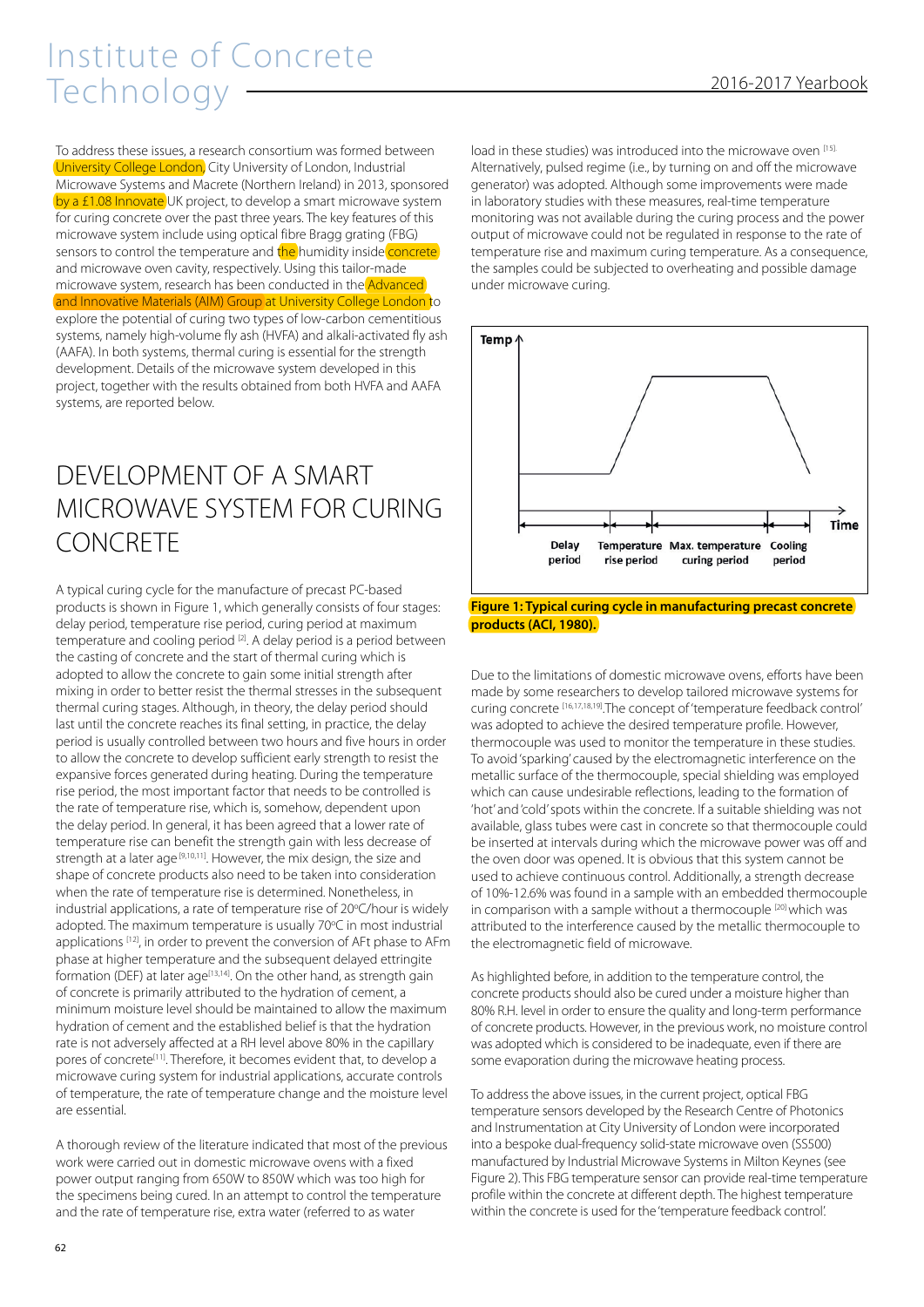To address these issues, a research consortium was formed between University College London, City University of London, Industrial Microwave Systems and Macrete (Northern Ireland) in 2013, sponsored by a £1.08 Innovate UK project, to develop a smart microwave system for curing concrete over the past three years. The key features of this microwave system include using optical fibre Bragg grating (FBG) sensors to control the temperature and the humidity inside concrete and microwave oven cavity, respectively. Using this tailor-made microwave system, research has been conducted in the Advanced and Innovative Materials (AIM) Group at University College London to explore the potential of curing two types of low-carbon cementitious systems, namely high-volume fly ash (HVFA) and alkali-activated fly ash (AAFA). In both systems, thermal curing is essential for the strength development. Details of the microwave system developed in this project, together with the results obtained from both HVFA and AAFA systems, are reported below.

## DEVELOPMENT OF A SMART MICROWAVE SYSTEM FOR CURING CONCRETE

A typical curing cycle for the manufacture of precast PC-based products is shown in Figure 1, which generally consists of four stages: delay period, temperature rise period, curing period at maximum temperature and cooling period [2]. A delay period is a period between the casting of concrete and the start of thermal curing which is adopted to allow the concrete to gain some initial strength after mixing in order to better resist the thermal stresses in the subsequent thermal curing stages. Although, in theory, the delay period should last until the concrete reaches its final setting, in practice, the delay period is usually controlled between two hours and five hours in order to allow the concrete to develop sufficient early strength to resist the expansive forces generated during heating. During the temperature rise period, the most important factor that needs to be controlled is the rate of temperature rise, which is, somehow, dependent upon the delay period. In general, it has been agreed that a lower rate of temperature rise can benefit the strength gain with less decrease of strength at a later age [9,10,11]. However, the mix design, the size and shape of concrete products also need to be taken into consideration when the rate of temperature rise is determined. Nonetheless, in industrial applications, a rate of temperature rise of 20°C/hour is widely adopted. The maximum temperature is usually 70°C in most industrial applications [12], in order to prevent the conversion of AFt phase to AFm phase at higher temperature and the subsequent delayed ettringite formation (DEF) at later age [13,14]. On the other hand, as strength gain of concrete is primarily attributed to the hydration of cement, a minimum moisture level should be maintained to allow the maximum hydration of cement and the established belief is that the hydration rate is not adversely affected at a RH level above 80% in the capillary pores of concrete [11]. Therefore, it becomes evident that, to develop a microwave curing system for industrial applications, accurate controls of temperature, the rate of temperature change and the moisture level are essential.

A thorough review of the literature indicated that most of the previous work were carried out in domestic microwave ovens with a fixed power output ranging from 650W to 850W which was too high for the specimens being cured. In an attempt to control the temperature and the rate of temperature rise, extra water (referred to as water load in these studies) was introduced into the microwave oven [15]. Alternatively, pulsed regime (i.e., by turning on and off the microwave generator) was adopted. Although some improvements were made in laboratory studies with these measures, real-time temperature monitoring was not available during the curing process and the power output of microwave could not be regulated in response to the rate of temperature rise and maximum curing temperature. As a consequence, the samples could be subjected to overheating and possible damage under microwave curing.

**Figure 1: Typical curing cycle in manufacturing precast concrete products (ACI, 1980).**

Due to the limitations of domestic microwave ovens, efforts have been made by some researchers to develop tailored microwave systems for curing concrete [16,17,18,19]. The concept of 'temperature feedback control' was adopted to achieve the desired temperature profile. However, thermocouple was used to monitor the temperature in these studies. To avoid 'sparking' caused by the electromagnetic interference on the metallic surface of the thermocouple, special shielding was employed which can cause undesirable reflections, leading to the formation of 'hot' and 'cold' spots within the concrete. If a suitable shielding was not available, glass tubes were cast in concrete so that thermocouple could be inserted at intervals during which the microwave power was off and the oven door was opened. It is obvious that this system cannot be used to achieve continuous control. Additionally, a strength decrease of 10%-12.6% was found in a sample with an embedded thermocouple in comparison with a sample without a thermocouple [20] which was attributed to the interference caused by the metallic thermocouple to the electromagnetic field of microwave.

As highlighted before, in addition to the temperature control, the concrete products should also be cured under a moisture higher than 80% R.H. level in order to ensure the quality and long-term performance of concrete products. However, in the previous work, no moisture control was adopted which is considered to be inadequate, even if there are some evaporation during the microwave heating process.

To address the above issues, in the current project, optical FBG temperature sensors developed by the Research Centre of Photonics and Instrumentation at City University of London were incorporated into a bespoke dual-frequency solid-state microwave oven (SS500) manufactured by Industrial Microwave Systems in Milton Keynes (see Figure 2). This FBG temperature sensor can provide real-time temperature profile within the concrete at different depth. The highest temperature within the concrete is used for the 'temperature feedback control'.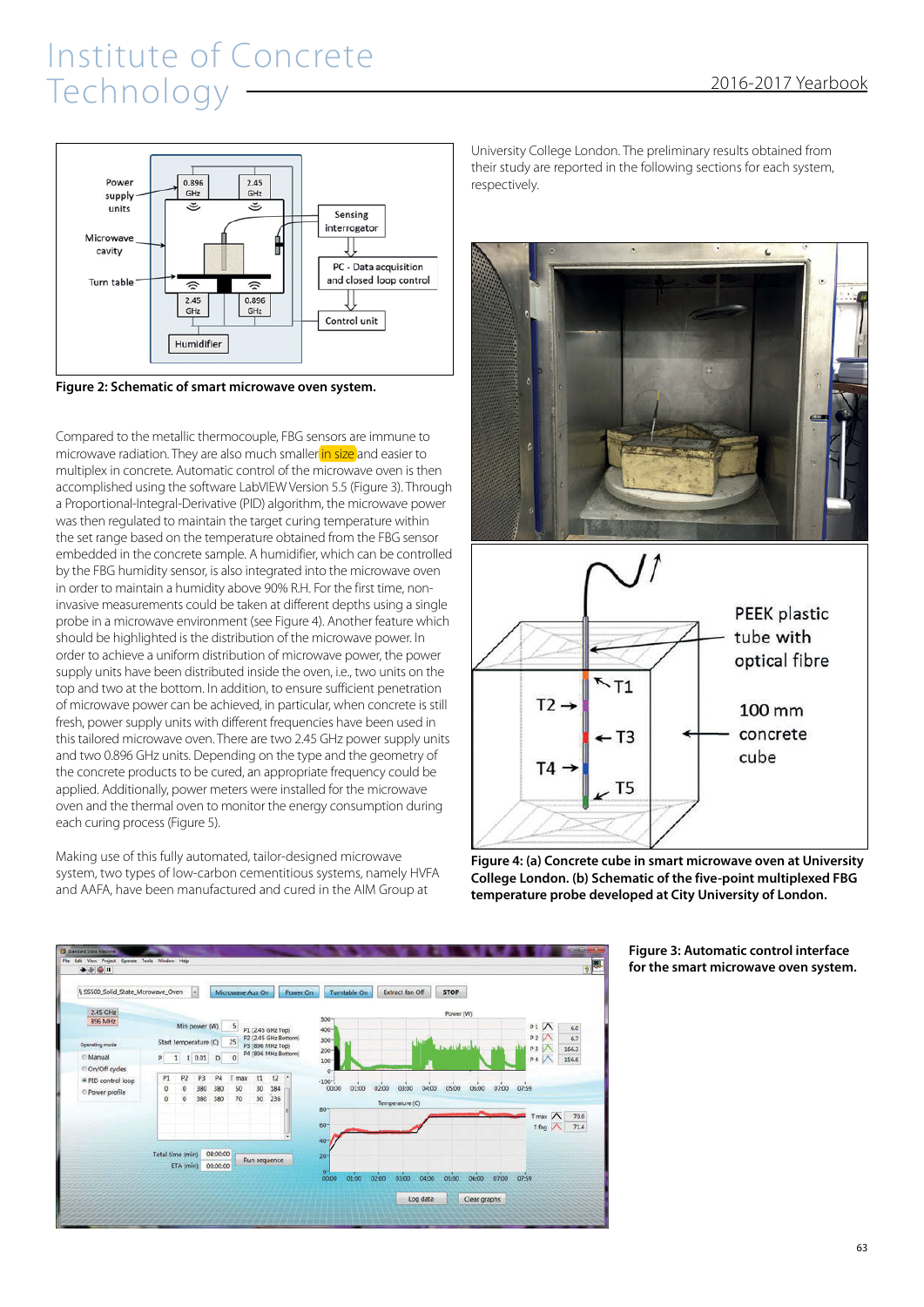Figure 2: Schematic of smart microwave oven system.

Compared to the metallic thermocouple, FBG sensors are immune to microwave radiation. They are also much smaller in size and easier to multiplex in concrete. Automatic control of the microwave oven is then accomplished using the software LabVIEW Version 5.5 (Figure 3). Through a Proportional-Integral-Derivative (PID) algorithm, the microwave power was then regulated to maintain the target curing temperature within the set range based on the temperature obtained from the FBG sensor embedded in the concrete sample. A humidifier, which can be controlled by the FBG humidity sensor, is also integrated into the microwave oven in order to maintain a humidity above 90% R.H. For the first time, non-invasive measurements could be taken at different depths using a single probe in a microwave environment (see Figure 4). Another feature which should be highlighted is the distribution of the microwave power. In order to achieve a uniform distribution of microwave power, the power supply units have been distributed inside the oven, i.e., two units on the top and two at the bottom. In addition, to ensure sufficient penetration of microwave power can be achieved, in particular, when concrete is still fresh, power supply units with different frequencies have been used in this tailored microwave oven. There are two 2.45 GHz power supply units and two 0.896 GHz units. Depending on the type and the geometry of the concrete products to be cured, an appropriate frequency could be applied. Additionally, power meters were installed for the microwave oven and the thermal oven to monitor the energy consumption during each curing process (Figure 5).

Making use of this fully automated, tailor-designed microwave system, two types of low-carbon cementitious systems, namely HVFA and AAFA, have been manufactured and cured in the AIM Group at University College London. The preliminary results obtained from their study are reported in the following sections for each system, respectively.

Figure 4: (a) Concrete cube in smart microwave oven at University College London. (b) Schematic of the five-point multiplexed FBG temperature probe developed at City University of London.

Figure 3: Automatic control interface for the smart microwave oven system.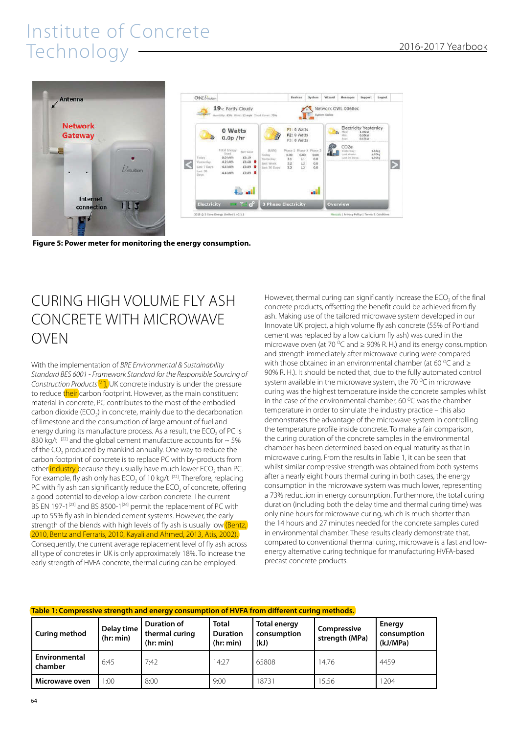Figure 5: Power meter for monitoring the energy consumption.

# CURING HIGH VOLUME FLY ASH CONCRETE WITH MICROWAVE OVEN

With the implementation of *BRE Environmental & Sustainability Standard BES 6001 - Framework Standard for the Responsible Sourcing of Construction Products* [21], UK concrete industry is under the pressure to reduce their carbon footprint. However, as the main constituent material in concrete, PC contributes to the most of the embodied carbon dioxide ($ECO_2$) in concrete, mainly due to the decarbonation of limestone and the consumption of large amount of fuel and energy during its manufacture process. As a result, the $ECO_2$ of PC is 830 kg/t [22] and the global cement manufacture accounts for ~ 5% of the $CO_2$ produced by mankind annually. One way to reduce the carbon footprint of concrete is to replace PC with by-products from other industry because they usually have much lower $ECO_2$ than PC. For example, fly ash only has $ECO_2$ of 10 kg/t [22]. Therefore, replacing PC with fly ash can significantly reduce the $ECO_2$ of concrete, offering a good potential to develop a low-carbon concrete. The current BS EN 197-1[23] and BS 8500-1[24] permit the replacement of PC with up to 55% fly ash in blended cement systems. However, the early strength of the blends with high levels of fly ash is usually low (Bentz, 2010, Bentz and Ferraris, 2010, Kayali and Ahmed, 2013, Atis, 2002). Consequently, the current average replacement level of fly ash across all type of concretes in UK is only approximately 18%. To increase the early strength of HVFA concrete, thermal curing can be employed.

However, thermal curing can significantly increase the $ECO_2$ of the final concrete products, offsetting the benefit could be achieved from fly ash. Making use of the tailored microwave system developed in our Innovate UK project, a high volume fly ash concrete (55% of Portland cement was replaced by a low calcium fly ash) was cured in the microwave oven (at 70 °C and ≥ 90% R. H.) and its energy consumption and strength immediately after microwave curing were compared with those obtained in an environmental chamber (at 60 °C and ≥ 90% R. H.). It should be noted that, due to the fully automated control system available in the microwave system, the 70 °C in microwave curing was the highest temperature inside the concrete samples whilst in the case of the environmental chamber, 60 °C was the chamber temperature in order to simulate the industry practice – this also demonstrates the advantage of the microwave system in controlling the temperature profile inside concrete. To make a fair comparison, the curing duration of the concrete samples in the environmental chamber has been determined based on equal maturity as that in microwave curing. From the results in Table 1, it can be seen that whilst similar compressive strength was obtained from both systems after a nearly eight hours thermal curing in both cases, the energy consumption in the microwave system was much lower, representing a 73% reduction in energy consumption. Furthermore, the total curing duration (including both the delay time and thermal curing time) was only nine hours for microwave curing, which is much shorter than the 14 hours and 27 minutes needed for the concrete samples cured in environmental chamber. These results clearly demonstrate that, compared to conventional thermal curing, microwave is a fast and low-energy alternative curing technique for manufacturing HVFA-based precast concrete products.

**Table 1: Compressive strength and energy consumption of HVFA from different curing methods.**

| Curing method | Delay time (hr: min) | Duration of thermal curing (hr: min) | Total Duration (hr: min) | Total energy consumption (kJ) | Compressive strength (MPa) | Energy consumption (kJ/MPa) |
|---|---|---|---|---|---|---|
| **Environmental chamber** | 6:45 | 7:42 | 14:27 | 65808 | 14.76 | 4459 |
| **Microwave oven** | 1:00 | 8:00 | 9:00 | 18731 | 15.56 | 1204 |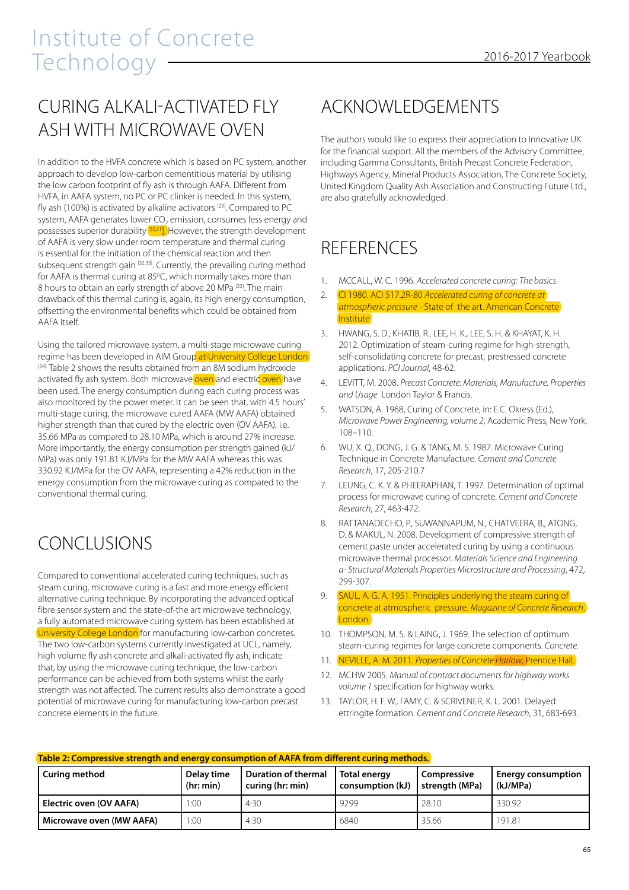## CURING ALKALI-ACTIVATED FLY ASH WITH MICROWAVE OVEN

In addition to the HVFA concrete which is based on PC system, another approach to develop low-carbon cementitious material by utilising the low carbon footprint of fly ash is through AAFA. Different from HVFA, in AAFA system, no PC or PC clinker is needed. In this system, fly ash (100%) is activated by alkaline activators [29]. Compared to PC system, AAFA generates lower $CO_2$ emission, consumes less energy and possesses superior durability [30,31]. However, the strength development of AAFA is very slow under room temperature and thermal curing is essential for the initiation of the chemical reaction and then subsequent strength gain [32,33]. Currently, the prevailing curing method for AAFA is thermal curing at 85ºC, which normally takes more than 8 hours to obtain an early strength of above 20 MPa [33]. The main drawback of this thermal curing is, again, its high energy consumption, offsetting the environmental benefits which could be obtained from AAFA itself.

Using the tailored microwave system, a multi-stage microwave curing regime has been developed in AIM Group at University College London [34]. Table 2 shows the results obtained from an 8M sodium hydroxide activated fly ash system. Both microwave oven and electric oven have been used. The energy consumption during each curing process was also monitored by the power meter. It can be seen that, with 4.5 hours' multi-stage curing, the microwave cured AAFA (MW AAFA) obtained higher strength than that cured by the electric oven (OV AAFA), i.e. 35.66 MPa as compared to 28.10 MPa, which is around 27% increase. More importantly, the energy consumption per strength gained (kJ/MPa) was only 191.81 KJ/MPa for the MW AAFA whereas this was 330.92 KJ/MPa for the OV AAFA, representing a 42% reduction in the energy consumption from the microwave curing as compared to the conventional thermal curing.

## CONCLUSIONS

Compared to conventional accelerated curing techniques, such as steam curing, microwave curing is a fast and more energy efficient alternative curing technique. By incorporating the advanced optical fibre sensor system and the state-of-the art microwave technology, a fully automated microwave curing system has been established at University College London for manufacturing low-carbon concretes. The two low-carbon systems currently investigated at UCL, namely, high volume fly ash concrete and alkali-activated fly ash, indicate that, by using the microwave curing technique, the low-carbon performance can be achieved from both systems whilst the early strength was not affected. The current results also demonstrate a good potential of microwave curing for manufacturing low-carbon precast concrete elements in the future.

## ACKNOWLEDGEMENTS

The authors would like to express their appreciation to Innovative UK for the financial support. All the members of the Advisory Committee, including Gamma Consultants, British Precast Concrete Federation, Highways Agency, Mineral Products Association, The Concrete Society, United Kingdom Quality Ash Association and Constructing Future Ltd., are also gratefully acknowledged.

## REFERENCES

1. MCCALL, W. C. 1996. *Accelerated concrete curing: The basics*.
2. CI 1980. ACI 517.2R-80 *Accelerated curing of concrete at atmospheric pressure* - State of the art. American Concrete Institute
3. HWANG, S. D., KHATIB, R., LEE, H. K., LEE, S. H. & KHAYAT, K. H. 2012. Optimization of steam-curing regime for high-strength, self-consolidating concrete for precast, prestressed concrete applications. *PCI Journal*, 48-62.
4. LEVITT, M. 2008. *Precast Concrete: Materials, Manufacture, Properties and Usage* London Taylor & Francis.
5. WATSON, A. 1968, Curing of Concrete, in: E.C. Okress (Ed.), *Microwave Power Engineering, volume 2*, Academic Press, New York, 108–110.
6. WU, X. Q., DONG, J. G. & TANG, M. S. 1987. Microwave Curing Technique in Concrete Manufacture. *Cement and Concrete Research*, 17, 205-210.7
7. LEUNG, C. K. Y. & PHEERAPHAN, T. 1997. Determination of optimal process for microwave curing of concrete. *Cement and Concrete Research*, 27, 463-472.
8. RATTANADECHO, P., SUWANNAPUM, N., CHATVEERA, B., ATONG, D. & MAKUL, N. 2008. Development of compressive strength of cement paste under accelerated curing by using a continuous microwave thermal processor. *Materials Science and Engineering a- Structural Materials Properties Microstructure and Processing*, 472, 299-307.
9. SAUL, A. G. A. 1951. Principles underlying the steam curing of concrete at atmospheric pressure. *Magazine of Concrete Research*. London.
10. THOMPSON, M. S. & LAING, J. 1969. The selection of optimum steam-curing regimes for large concrete components. *Concrete*.
11. NEVILLE, A. M. 2011. *Properties of Concrete Harlow*, Prentice Hall.
12. MCHW 2005. *Manual of contract documents for highway works volume 1* specification for highway works.
13. TAYLOR, H. F. W., FAMY, C. & SCRIVENER, K. L. 2001. Delayed ettringite formation. *Cement and Concrete Research*, 31, 683-693.

**Table 2: Compressive strength and energy consumption of AAFA from different curing methods.**

| Curing method | Delay time (hr: min) | Duration of thermal curing (hr: min) | Total energy consumption (kJ) | Compressive strength (MPa) | Energy consumption (kJ/MPa) |
|---|---|---|---|---|---|
| **Electric oven (OV AAFA)** | 1:00 | 4:30 | 9299 | 28.10 | 330.92 |
| **Microwave oven (MW AAFA)** | 1:00 | 4:30 | 6840 | 35.66 | 191.81 |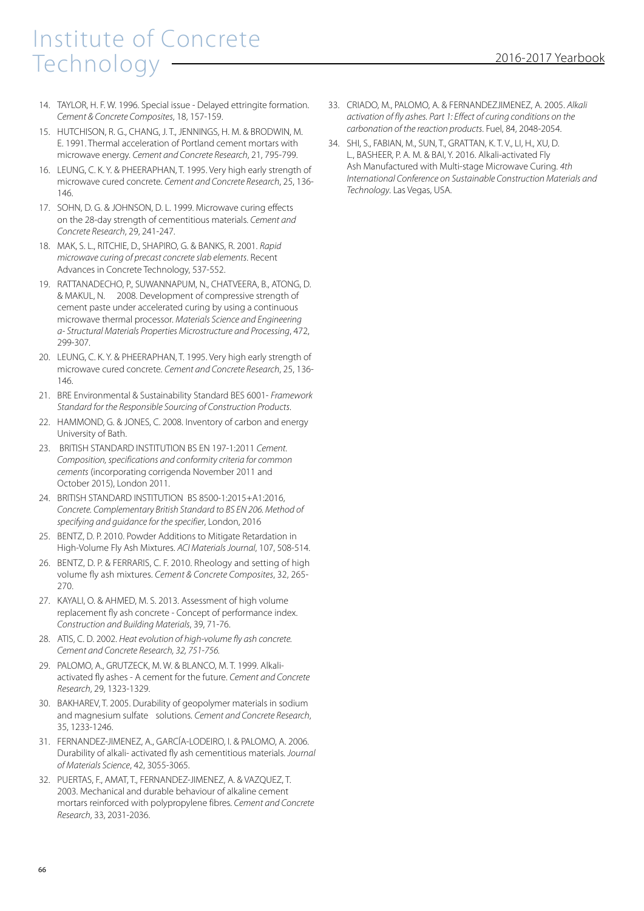14. TAYLOR, H. F. W. 1996. Special issue - Delayed ettringite formation. *Cement & Concrete Composites*, 18, 157-159.
15. HUTCHISON, R. G., CHANG, J. T., JENNINGS, H. M. & BRODWIN, M. E. 1991. Thermal acceleration of Portland cement mortars with microwave energy. *Cement and Concrete Research*, 21, 795-799.
16. LEUNG, C. K. Y. & PHEERAPHAN, T. 1995. Very high early strength of microwave cured concrete. *Cement and Concrete Research*, 25, 136-146.
17. SOHN, D. G. & JOHNSON, D. L. 1999. Microwave curing effects on the 28-day strength of cementitious materials. *Cement and Concrete Research*, 29, 241-247.
18. MAK, S. L., RITCHIE, D., SHAPIRO, G. & BANKS, R. 2001. *Rapid microwave curing of precast concrete slab elements*. Recent Advances in Concrete Technology, 537-552.
19. RATTANADECHO, P., SUWANNAPUM, N., CHATVEERA, B., ATONG, D. & MAKUL, N. 2008. Development of compressive strength of cement paste under accelerated curing by using a continuous microwave thermal processor. *Materials Science and Engineering a- Structural Materials Properties Microstructure and Processing*, 472, 299-307.
20. LEUNG, C. K. Y. & PHEERAPHAN, T. 1995. Very high early strength of microwave cured concrete. *Cement and Concrete Research*, 25, 136-146.
21. BRE Environmental & Sustainability Standard BES 6001- *Framework Standard for the Responsible Sourcing of Construction Products*.
22. HAMMOND, G. & JONES, C. 2008. Inventory of carbon and energy University of Bath.
23. BRITISH STANDARD INSTITUTION BS EN 197-1:2011 *Cement. Composition, specifications and conformity criteria for common cements* (incorporating corrigenda November 2011 and October 2015), London 2011.
24. BRITISH STANDARD INSTITUTION BS 8500-1:2015+A1:2016, *Concrete. Complementary British Standard to BS EN 206. Method of specifying and guidance for the specifier*, London, 2016
25. BENTZ, D. P. 2010. Powder Additions to Mitigate Retardation in High-Volume Fly Ash Mixtures. *ACI Materials Journal*, 107, 508-514.
26. BENTZ, D. P. & FERRARIS, C. F. 2010. Rheology and setting of high volume fly ash mixtures. *Cement & Concrete Composites*, 32, 265-270.
27. KAYALI, O. & AHMED, M. S. 2013. Assessment of high volume replacement fly ash concrete - Concept of performance index. *Construction and Building Materials*, 39, 71-76.
28. ATIS, C. D. 2002. *Heat evolution of high-volume fly ash concrete. Cement and Concrete Research, 32, 751-756.*
29. PALOMO, A., GRUTZECK, M. W. & BLANCO, M. T. 1999. Alkali-activated fly ashes - A cement for the future. *Cement and Concrete Research*, 29, 1323-1329.
30. BAKHAREV, T. 2005. Durability of geopolymer materials in sodium and magnesium sulfate solutions. *Cement and Concrete Research*, 35, 1233-1246.
31. FERNANDEZ-JIMENEZ, A., GARCÍA-LODEIRO, I. & PALOMO, A. 2006. Durability of alkali- activated fly ash cementitious materials. *Journal of Materials Science*, 42, 3055-3065.
32. PUERTAS, F., AMAT, T., FERNANDEZ-JIMENEZ, A. & VAZQUEZ, T. 2003. Mechanical and durable behaviour of alkaline cement mortars reinforced with polypropylene fibres. *Cement and Concrete Research*, 33, 2031-2036.
33. CRIADO, M., PALOMO, A. & FERNANDEZJIMENEZ, A. 2005. *Alkali activation of fly ashes. Part 1: Effect of curing conditions on the carbonation of the reaction products*. Fuel, 84, 2048-2054.
34. SHI, S., FABIAN, M., SUN, T., GRATTAN, K. T. V., LI, H., XU, D. L., BASHEER, P. A. M. & BAI, Y. 2016. Alkali-activated Fly Ash Manufactured with Multi-stage Microwave Curing. *4th International Conference on Sustainable Construction Materials and Technology*. Las Vegas, USA.